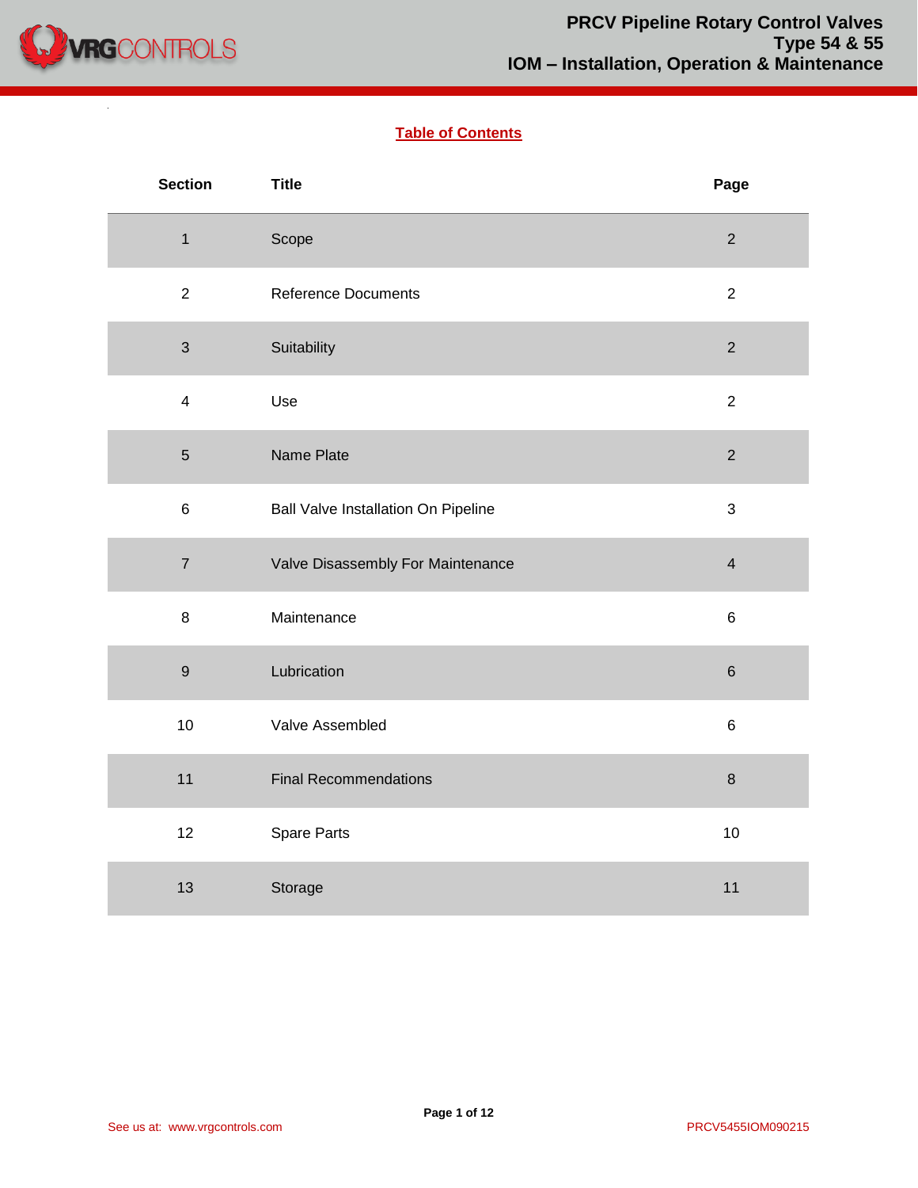## Table of Contents

| Section | Title | Page |
|---|---|---|
| 1 | Scope | 2 |
| 2 | Reference Documents | 2 |
| 3 | Suitability | 2 |
| 4 | Use | 2 |
| 5 | Name Plate | 2 |
| 6 | Ball Valve Installation On Pipeline | 3 |
| 7 | Valve Disassembly For Maintenance | 4 |
| 8 | Maintenance | 6 |
| 9 | Lubrication | 6 |
| 10 | Valve Assembled | 6 |
| 11 | Final Recommendations | 8 |
| 12 | Spare Parts | 10 |
| 13 | Storage | 11 |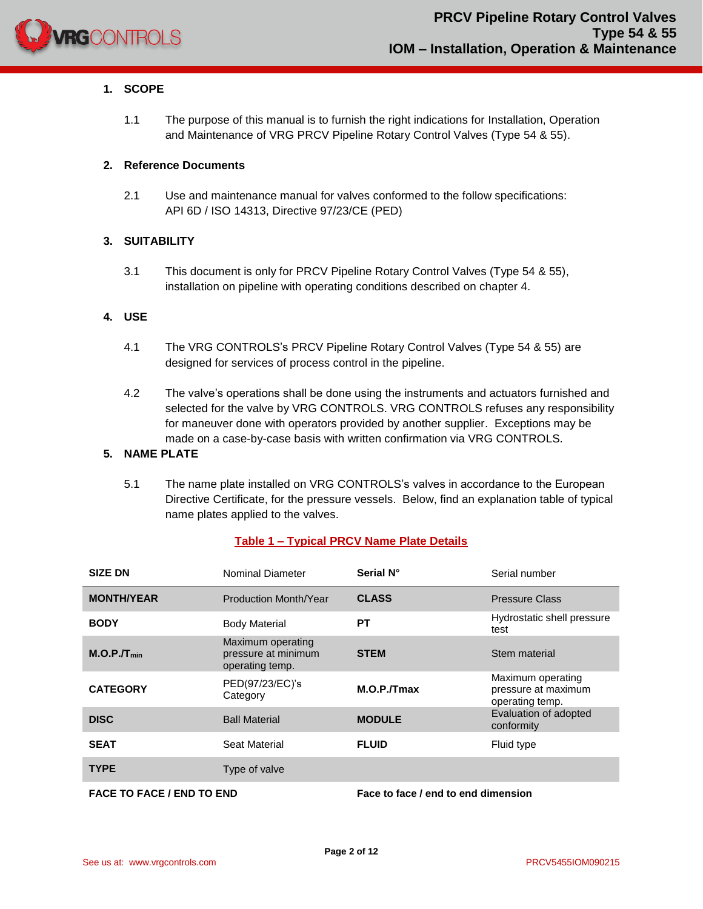## 1. SCOPE

1.1 The purpose of this manual is to furnish the right indications for Installation, Operation and Maintenance of VRG PRCV Pipeline Rotary Control Valves (Type 54 & 55).

## 2. Reference Documents

2.1 Use and maintenance manual for valves conformed to the follow specifications: API 6D / ISO 14313, Directive 97/23/CE (PED)

## 3. SUITABILITY

3.1 This document is only for PRCV Pipeline Rotary Control Valves (Type 54 & 55), installation on pipeline with operating conditions described on chapter 4.

## 4. USE

4.1 The VRG CONTROLS's PRCV Pipeline Rotary Control Valves (Type 54 & 55) are designed for services of process control in the pipeline.

4.2 The valve's operations shall be done using the instruments and actuators furnished and selected for the valve by VRG CONTROLS. VRG CONTROLS refuses any responsibility for maneuver done with operators provided by another supplier. Exceptions may be made on a case-by-case basis with written confirmation via VRG CONTROLS.

## 5. NAME PLATE

5.1 The name plate installed on VRG CONTROLS's valves in accordance to the European Directive Certificate, for the pressure vessels. Below, find an explanation table of typical name plates applied to the valves.

**Table 1 – Typical PRCV Name Plate Details**

| | | | |
|---|---|---|---|
| **SIZE DN** | Nominal Diameter | **Serial N°** | Serial number |
| **MONTH/YEAR** | Production Month/Year | **CLASS** | Pressure Class |
| **BODY** | Body Material | **PT** | Hydrostatic shell pressure test |
| **M.O.P./$T_{min}$** | Maximum operating pressure at minimum operating temp. | **STEM** | Stem material |
| **CATEGORY** | PED(97/23/EC)'s Category | **M.O.P./Tmax** | Maximum operating pressure at maximum operating temp. |
| **DISC** | Ball Material | **MODULE** | Evaluation of adopted conformity |
| **SEAT** | Seat Material | **FLUID** | Fluid type |
| **TYPE** | Type of valve | | |
| **FACE TO FACE / END TO END** | | **Face to face / end to end dimension** | |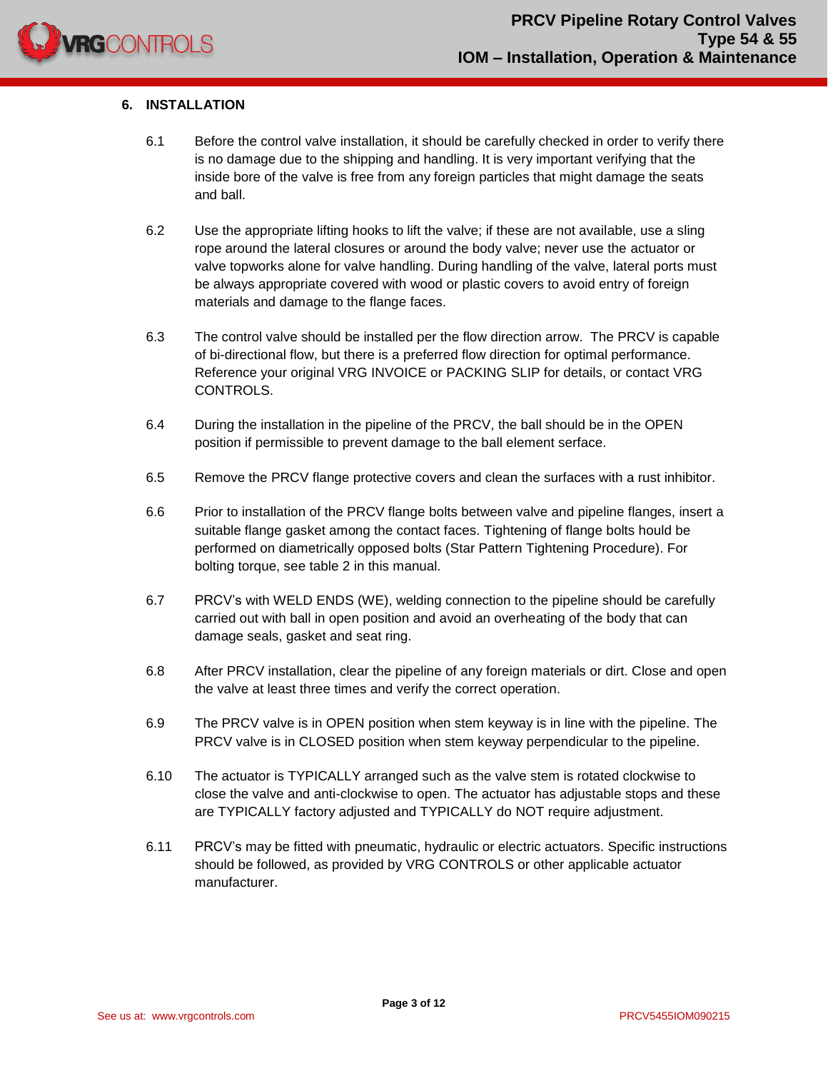## 6. INSTALLATION

6.1 Before the control valve installation, it should be carefully checked in order to verify there is no damage due to the shipping and handling. It is very important verifying that the inside bore of the valve is free from any foreign particles that might damage the seats and ball.

6.2 Use the appropriate lifting hooks to lift the valve; if these are not available, use a sling rope around the lateral closures or around the body valve; never use the actuator or valve topworks alone for valve handling. During handling of the valve, lateral ports must be always appropriate covered with wood or plastic covers to avoid entry of foreign materials and damage to the flange faces.

6.3 The control valve should be installed per the flow direction arrow. The PRCV is capable of bi-directional flow, but there is a preferred flow direction for optimal performance. Reference your original VRG INVOICE or PACKING SLIP for details, or contact VRG CONTROLS.

6.4 During the installation in the pipeline of the PRCV, the ball should be in the OPEN position if permissible to prevent damage to the ball element serface.

6.5 Remove the PRCV flange protective covers and clean the surfaces with a rust inhibitor.

6.6 Prior to installation of the PRCV flange bolts between valve and pipeline flanges, insert a suitable flange gasket among the contact faces. Tightening of flange bolts hould be performed on diametrically opposed bolts (Star Pattern Tightening Procedure). For bolting torque, see table 2 in this manual.

6.7 PRCV's with WELD ENDS (WE), welding connection to the pipeline should be carefully carried out with ball in open position and avoid an overheating of the body that can damage seals, gasket and seat ring.

6.8 After PRCV installation, clear the pipeline of any foreign materials or dirt. Close and open the valve at least three times and verify the correct operation.

6.9 The PRCV valve is in OPEN position when stem keyway is in line with the pipeline. The PRCV valve is in CLOSED position when stem keyway perpendicular to the pipeline.

6.10 The actuator is TYPICALLY arranged such as the valve stem is rotated clockwise to close the valve and anti-clockwise to open. The actuator has adjustable stops and these are TYPICALLY factory adjusted and TYPICALLY do NOT require adjustment.

6.11 PRCV's may be fitted with pneumatic, hydraulic or electric actuators. Specific instructions should be followed, as provided by VRG CONTROLS or other applicable actuator manufacturer.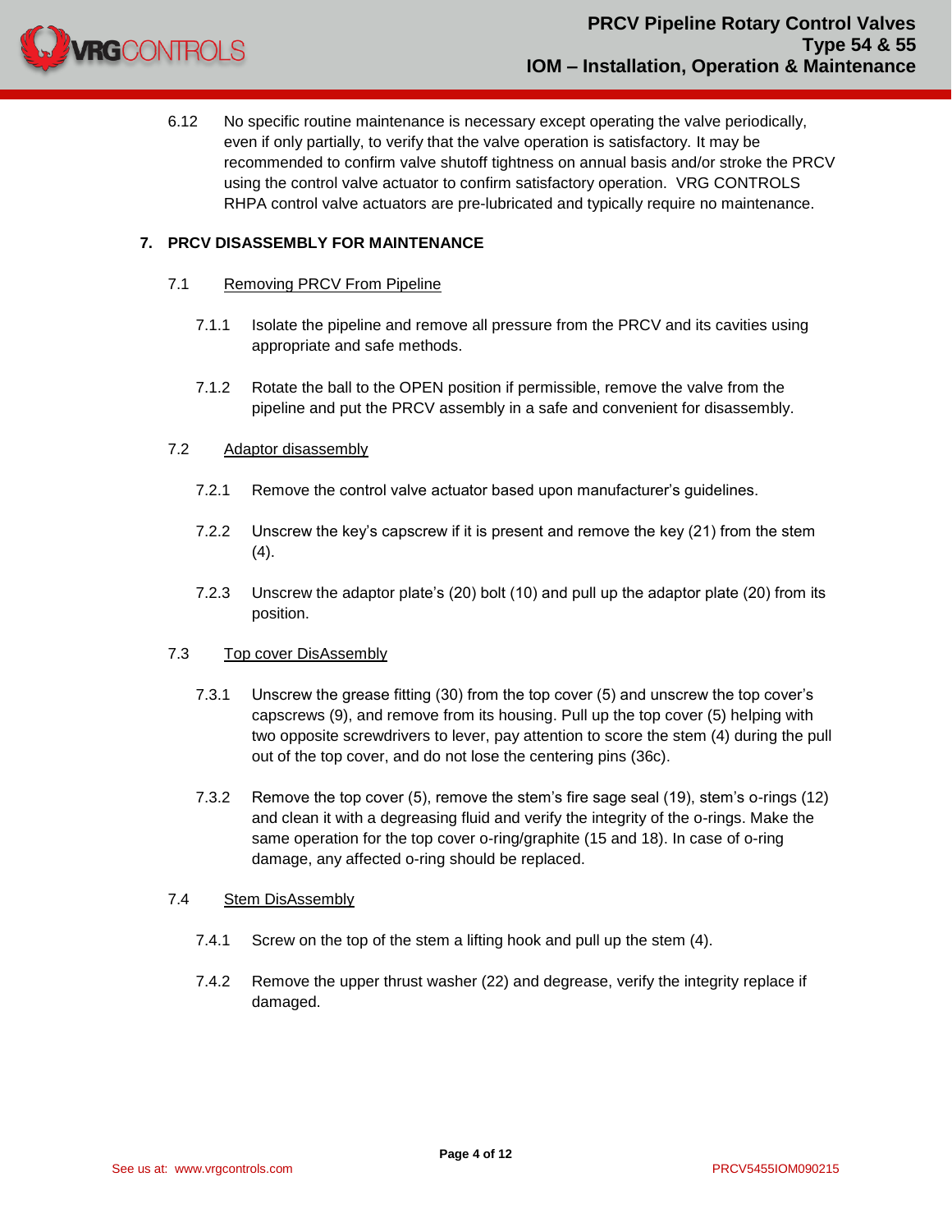6.12 No specific routine maintenance is necessary except operating the valve periodically, even if only partially, to verify that the valve operation is satisfactory. It may be recommended to confirm valve shutoff tightness on annual basis and/or stroke the PRCV using the control valve actuator to confirm satisfactory operation. VRG CONTROLS RHPA control valve actuators are pre-lubricated and typically require no maintenance.

## 7. PRCV DISASSEMBLY FOR MAINTENANCE

### 7.1 Removing PRCV From Pipeline

7.1.1 Isolate the pipeline and remove all pressure from the PRCV and its cavities using appropriate and safe methods.

7.1.2 Rotate the ball to the OPEN position if permissible, remove the valve from the pipeline and put the PRCV assembly in a safe and convenient for disassembly.

### 7.2 Adaptor disassembly

7.2.1 Remove the control valve actuator based upon manufacturer's guidelines.

7.2.2 Unscrew the key's capscrew if it is present and remove the key (21) from the stem (4).

7.2.3 Unscrew the adaptor plate's (20) bolt (10) and pull up the adaptor plate (20) from its position.

### 7.3 Top cover DisAssembly

7.3.1 Unscrew the grease fitting (30) from the top cover (5) and unscrew the top cover's capscrews (9), and remove from its housing. Pull up the top cover (5) helping with two opposite screwdrivers to lever, pay attention to score the stem (4) during the pull out of the top cover, and do not lose the centering pins (36c).

7.3.2 Remove the top cover (5), remove the stem's fire sage seal (19), stem's o-rings (12) and clean it with a degreasing fluid and verify the integrity of the o-rings. Make the same operation for the top cover o-ring/graphite (15 and 18). In case of o-ring damage, any affected o-ring should be replaced.

### 7.4 Stem DisAssembly

7.4.1 Screw on the top of the stem a lifting hook and pull up the stem (4).

7.4.2 Remove the upper thrust washer (22) and degrease, verify the integrity replace if damaged.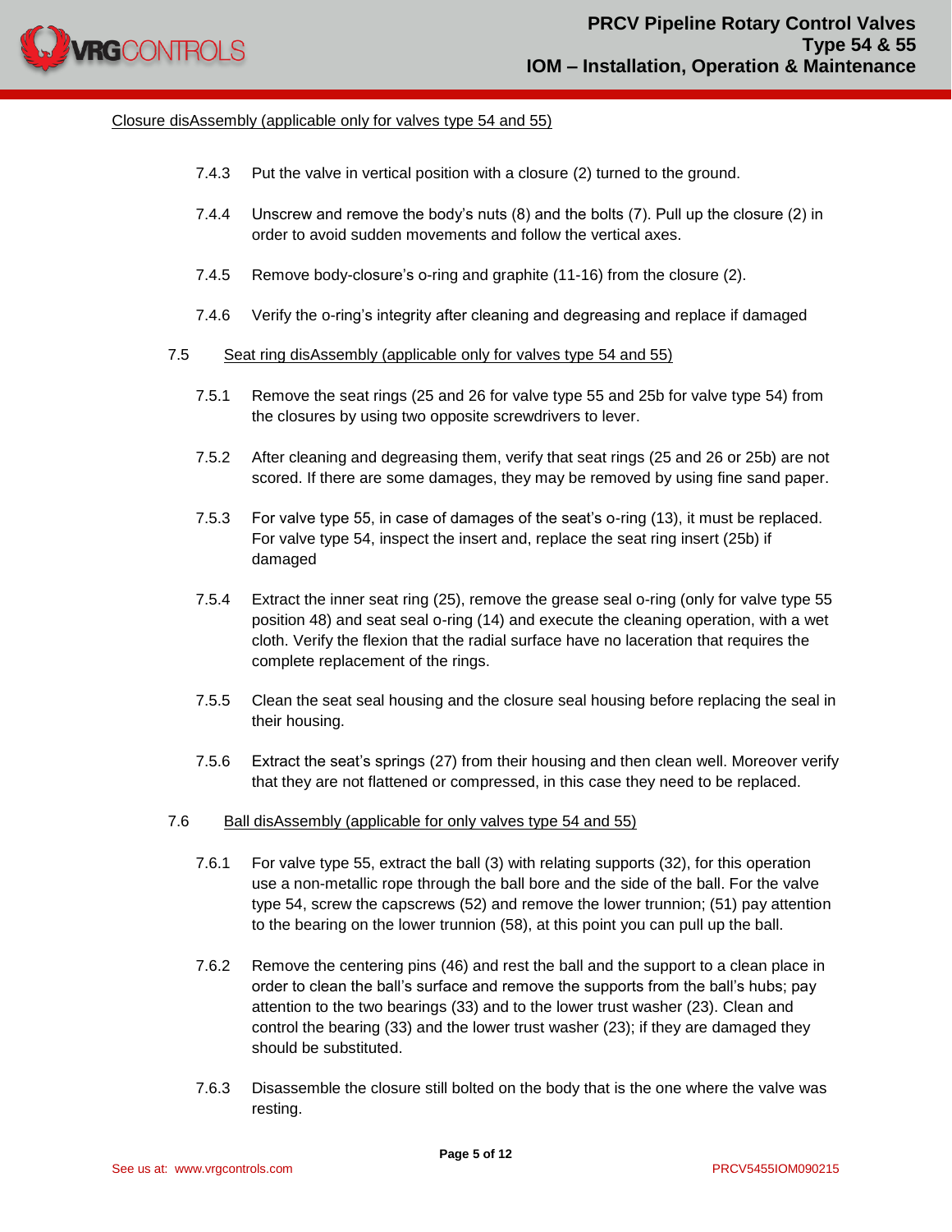Closure disAssembly (applicable only for valves type 54 and 55)

7.4.3 Put the valve in vertical position with a closure (2) turned to the ground.

7.4.4 Unscrew and remove the body's nuts (8) and the bolts (7). Pull up the closure (2) in order to avoid sudden movements and follow the vertical axes.

7.4.5 Remove body-closure's o-ring and graphite (11-16) from the closure (2).

7.4.6 Verify the o-ring's integrity after cleaning and degreasing and replace if damaged

## 7.5 Seat ring disAssembly (applicable only for valves type 54 and 55)

7.5.1 Remove the seat rings (25 and 26 for valve type 55 and 25b for valve type 54) from the closures by using two opposite screwdrivers to lever.

7.5.2 After cleaning and degreasing them, verify that seat rings (25 and 26 or 25b) are not scored. If there are some damages, they may be removed by using fine sand paper.

7.5.3 For valve type 55, in case of damages of the seat's o-ring (13), it must be replaced. For valve type 54, inspect the insert and, replace the seat ring insert (25b) if damaged

7.5.4 Extract the inner seat ring (25), remove the grease seal o-ring (only for valve type 55 position 48) and seat seal o-ring (14) and execute the cleaning operation, with a wet cloth. Verify the flexion that the radial surface have no laceration that requires the complete replacement of the rings.

7.5.5 Clean the seat seal housing and the closure seal housing before replacing the seal in their housing.

7.5.6 Extract the seat's springs (27) from their housing and then clean well. Moreover verify that they are not flattened or compressed, in this case they need to be replaced.

## 7.6 Ball disAssembly (applicable for only valves type 54 and 55)

7.6.1 For valve type 55, extract the ball (3) with relating supports (32), for this operation use a non-metallic rope through the ball bore and the side of the ball. For the valve type 54, screw the capscrews (52) and remove the lower trunnion; (51) pay attention to the bearing on the lower trunnion (58), at this point you can pull up the ball.

7.6.2 Remove the centering pins (46) and rest the ball and the support to a clean place in order to clean the ball's surface and remove the supports from the ball's hubs; pay attention to the two bearings (33) and to the lower trust washer (23). Clean and control the bearing (33) and the lower trust washer (23); if they are damaged they should be substituted.

7.6.3 Disassemble the closure still bolted on the body that is the one where the valve was resting.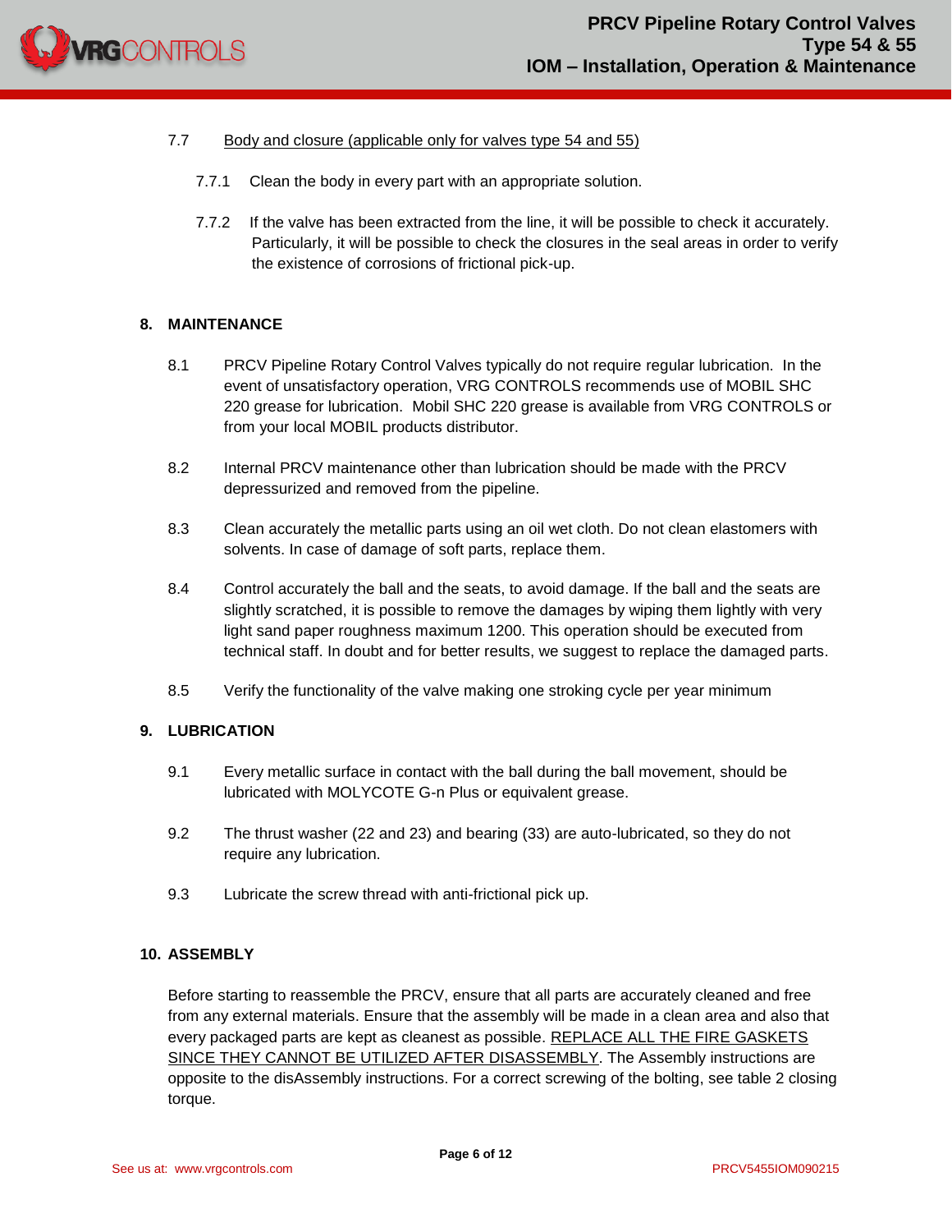7.7 Body and closure (applicable only for valves type 54 and 55)

7.7.1 Clean the body in every part with an appropriate solution.

7.7.2 If the valve has been extracted from the line, it will be possible to check it accurately. Particularly, it will be possible to check the closures in the seal areas in order to verify the existence of corrosions of frictional pick-up.

## 8. MAINTENANCE

8.1 PRCV Pipeline Rotary Control Valves typically do not require regular lubrication. In the event of unsatisfactory operation, VRG CONTROLS recommends use of MOBIL SHC 220 grease for lubrication. Mobil SHC 220 grease is available from VRG CONTROLS or from your local MOBIL products distributor.

8.2 Internal PRCV maintenance other than lubrication should be made with the PRCV depressurized and removed from the pipeline.

8.3 Clean accurately the metallic parts using an oil wet cloth. Do not clean elastomers with solvents. In case of damage of soft parts, replace them.

8.4 Control accurately the ball and the seats, to avoid damage. If the ball and the seats are slightly scratched, it is possible to remove the damages by wiping them lightly with very light sand paper roughness maximum 1200. This operation should be executed from technical staff. In doubt and for better results, we suggest to replace the damaged parts.

8.5 Verify the functionality of the valve making one stroking cycle per year minimum

## 9. LUBRICATION

9.1 Every metallic surface in contact with the ball during the ball movement, should be lubricated with MOLYCOTE G-n Plus or equivalent grease.

9.2 The thrust washer (22 and 23) and bearing (33) are auto-lubricated, so they do not require any lubrication.

9.3 Lubricate the screw thread with anti-frictional pick up.

## 10. ASSEMBLY

Before starting to reassemble the PRCV, ensure that all parts are accurately cleaned and free from any external materials. Ensure that the assembly will be made in a clean area and also that every packaged parts are kept as cleanest as possible. REPLACE ALL THE FIRE GASKETS SINCE THEY CANNOT BE UTILIZED AFTER DISASSEMBLY. The Assembly instructions are opposite to the disAssembly instructions. For a correct screwing of the bolting, see table 2 closing torque.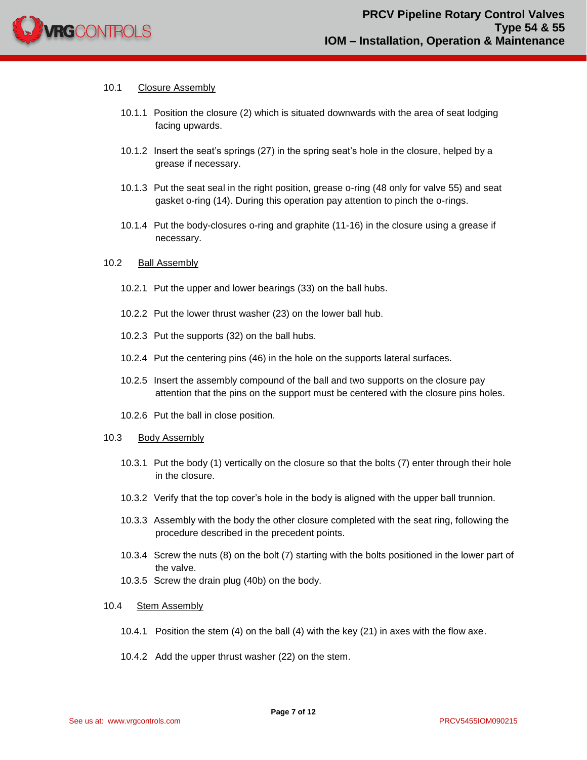## 10.1 Closure Assembly

10.1.1 Position the closure (2) which is situated downwards with the area of seat lodging facing upwards.

10.1.2 Insert the seat's springs (27) in the spring seat's hole in the closure, helped by a grease if necessary.

10.1.3 Put the seat seal in the right position, grease o-ring (48 only for valve 55) and seat gasket o-ring (14). During this operation pay attention to pinch the o-rings.

10.1.4 Put the body-closures o-ring and graphite (11-16) in the closure using a grease if necessary.

## 10.2 Ball Assembly

10.2.1 Put the upper and lower bearings (33) on the ball hubs.

10.2.2 Put the lower thrust washer (23) on the lower ball hub.

10.2.3 Put the supports (32) on the ball hubs.

10.2.4 Put the centering pins (46) in the hole on the supports lateral surfaces.

10.2.5 Insert the assembly compound of the ball and two supports on the closure pay attention that the pins on the support must be centered with the closure pins holes.

10.2.6 Put the ball in close position.

## 10.3 Body Assembly

10.3.1 Put the body (1) vertically on the closure so that the bolts (7) enter through their hole in the closure.

10.3.2 Verify that the top cover's hole in the body is aligned with the upper ball trunnion.

10.3.3 Assembly with the body the other closure completed with the seat ring, following the procedure described in the precedent points.

10.3.4 Screw the nuts (8) on the bolt (7) starting with the bolts positioned in the lower part of the valve.

10.3.5 Screw the drain plug (40b) on the body.

## 10.4 Stem Assembly

10.4.1 Position the stem (4) on the ball (4) with the key (21) in axes with the flow axe.

10.4.2 Add the upper thrust washer (22) on the stem.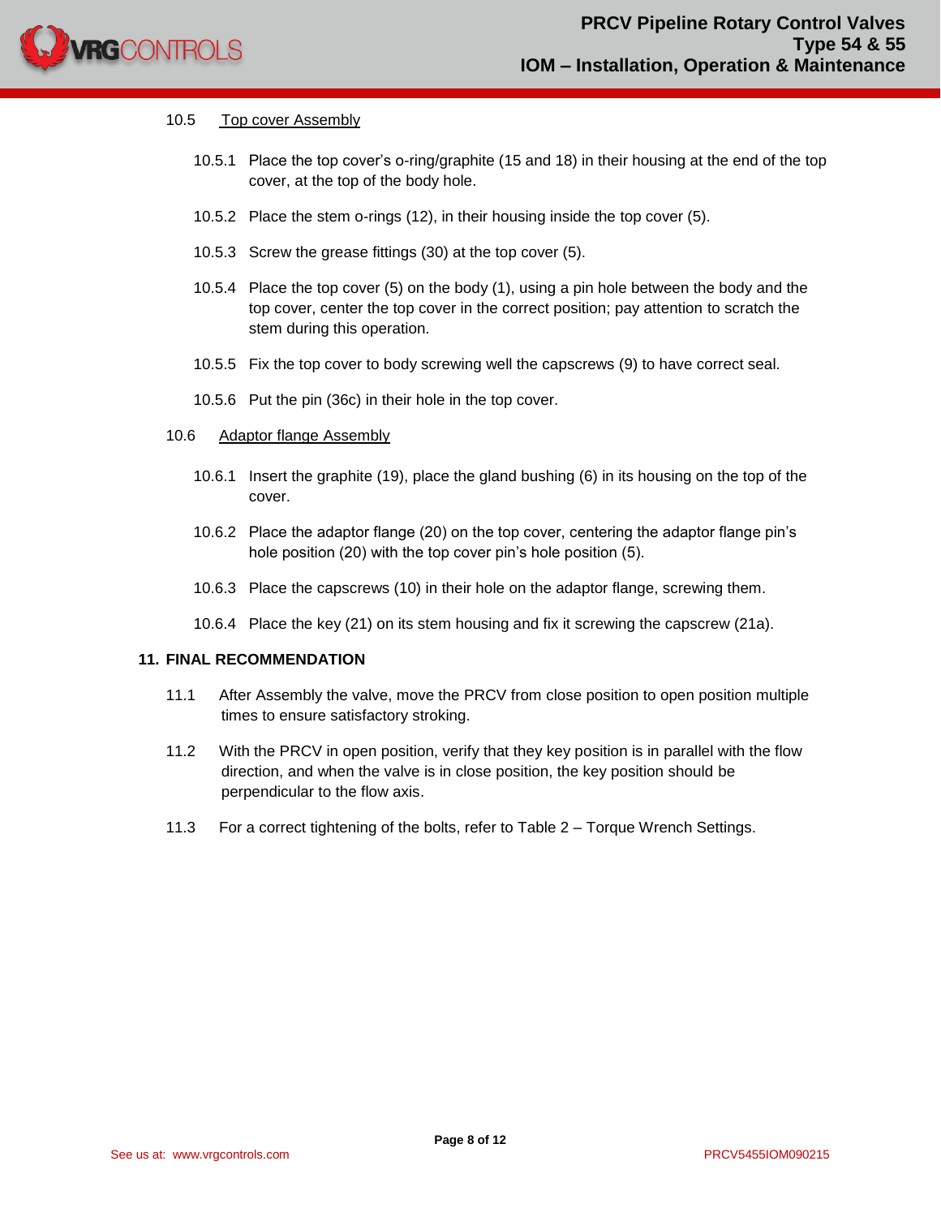### 10.5 Top cover Assembly

10.5.1 Place the top cover's o-ring/graphite (15 and 18) in their housing at the end of the top cover, at the top of the body hole.

10.5.2 Place the stem o-rings (12), in their housing inside the top cover (5).

10.5.3 Screw the grease fittings (30) at the top cover (5).

10.5.4 Place the top cover (5) on the body (1), using a pin hole between the body and the top cover, center the top cover in the correct position; pay attention to scratch the stem during this operation.

10.5.5 Fix the top cover to body screwing well the capscrews (9) to have correct seal.

10.5.6 Put the pin (36c) in their hole in the top cover.

### 10.6 Adaptor flange Assembly

10.6.1 Insert the graphite (19), place the gland bushing (6) in its housing on the top of the cover.

10.6.2 Place the adaptor flange (20) on the top cover, centering the adaptor flange pin's hole position (20) with the top cover pin's hole position (5).

10.6.3 Place the capscrews (10) in their hole on the adaptor flange, screwing them.

10.6.4 Place the key (21) on its stem housing and fix it screwing the capscrew (21a).

## 11. FINAL RECOMMENDATION

11.1 After Assembly the valve, move the PRCV from close position to open position multiple times to ensure satisfactory stroking.

11.2 With the PRCV in open position, verify that they key position is in parallel with the flow direction, and when the valve is in close position, the key position should be perpendicular to the flow axis.

11.3 For a correct tightening of the bolts, refer to Table 2 – Torque Wrench Settings.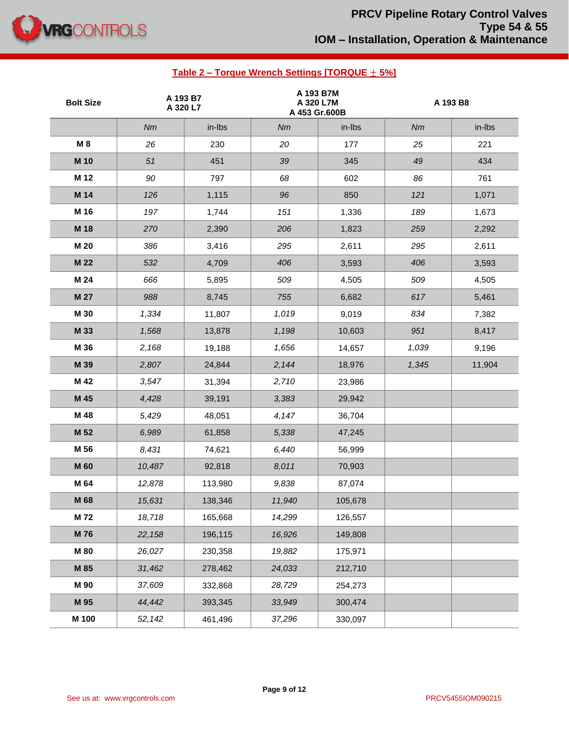**Table 2 – Torque Wrench Settings [TORQUE ± 5%]**

| Bolt Size | A 193 B7<br>A 320 L7 | | A 193 B7M<br>A 320 L7M<br>A 453 Gr.600B | | A 193 B8 | |
|---|---|---|---|---|---|---|
| | *Nm* | in-lbs | *Nm* | in-lbs | *Nm* | in-lbs |
| **M 8** | *26* | 230 | *20* | 177 | *25* | 221 |
| **M 10** | *51* | 451 | *39* | 345 | *49* | 434 |
| **M 12** | *90* | 797 | *68* | 602 | *86* | 761 |
| **M 14** | *126* | 1,115 | *96* | 850 | *121* | 1,071 |
| **M 16** | *197* | 1,744 | *151* | 1,336 | *189* | 1,673 |
| **M 18** | *270* | 2,390 | *206* | 1,823 | *259* | 2,292 |
| **M 20** | *386* | 3,416 | *295* | 2,611 | *295* | 2,611 |
| **M 22** | *532* | 4,709 | *406* | 3,593 | *406* | 3,593 |
| **M 24** | *666* | 5,895 | *509* | 4,505 | *509* | 4,505 |
| **M 27** | *988* | 8,745 | *755* | 6,682 | *617* | 5,461 |
| **M 30** | *1,334* | 11,807 | *1,019* | 9,019 | *834* | 7,382 |
| **M 33** | *1,568* | 13,878 | *1,198* | 10,603 | *951* | 8,417 |
| **M 36** | *2,168* | 19,188 | *1,656* | 14,657 | *1,039* | 9,196 |
| **M 39** | *2,807* | 24,844 | *2,144* | 18,976 | *1,345* | 11,904 |
| **M 42** | *3,547* | 31,394 | *2,710* | 23,986 | | |
| **M 45** | *4,428* | 39,191 | *3,383* | 29,942 | | |
| **M 48** | *5,429* | 48,051 | *4,147* | 36,704 | | |
| **M 52** | *6,989* | 61,858 | *5,338* | 47,245 | | |
| **M 56** | *8,431* | 74,621 | *6,440* | 56,999 | | |
| **M 60** | *10,487* | 92,818 | *8,011* | 70,903 | | |
| **M 64** | *12,878* | 113,980 | *9,838* | 87,074 | | |
| **M 68** | *15,631* | 138,346 | *11,940* | 105,678 | | |
| **M 72** | *18,718* | 165,668 | *14,299* | 126,557 | | |
| **M 76** | *22,158* | 196,115 | *16,926* | 149,808 | | |
| **M 80** | *26,027* | 230,358 | *19,882* | 175,971 | | |
| **M 85** | *31,462* | 278,462 | *24,033* | 212,710 | | |
| **M 90** | *37,609* | 332,868 | *28,729* | 254,273 | | |
| **M 95** | *44,442* | 393,345 | *33,949* | 300,474 | | |
| **M 100** | *52,142* | 461,496 | *37,296* | 330,097 | | |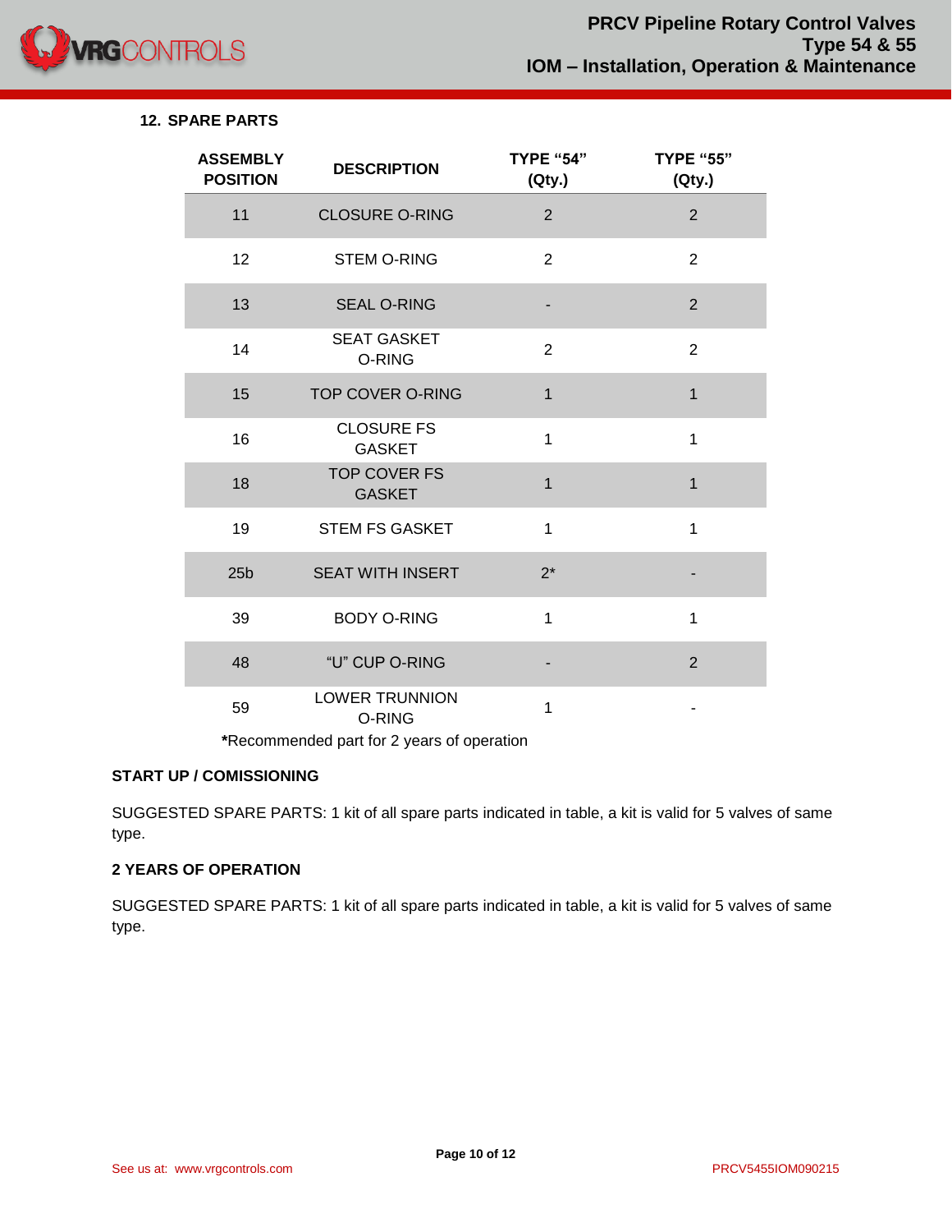## 12. SPARE PARTS

| ASSEMBLY POSITION | DESCRIPTION | TYPE "54" (Qty.) | TYPE "55" (Qty.) |
|---|---|---|---|
| 11 | CLOSURE O-RING | 2 | 2 |
| 12 | STEM O-RING | 2 | 2 |
| 13 | SEAL O-RING | - | 2 |
| 14 | SEAT GASKET O-RING | 2 | 2 |
| 15 | TOP COVER O-RING | 1 | 1 |
| 16 | CLOSURE FS GASKET | 1 | 1 |
| 18 | TOP COVER FS GASKET | 1 | 1 |
| 19 | STEM FS GASKET | 1 | 1 |
| 25b | SEAT WITH INSERT | 2* | - |
| 39 | BODY O-RING | 1 | 1 |
| 48 | "U" CUP O-RING | - | 2 |
| 59 | LOWER TRUNNION O-RING | 1 | - |

**\***Recommended part for 2 years of operation

**START UP / COMISSIONING**

SUGGESTED SPARE PARTS: 1 kit of all spare parts indicated in table, a kit is valid for 5 valves of same type.

**2 YEARS OF OPERATION**

SUGGESTED SPARE PARTS: 1 kit of all spare parts indicated in table, a kit is valid for 5 valves of same type.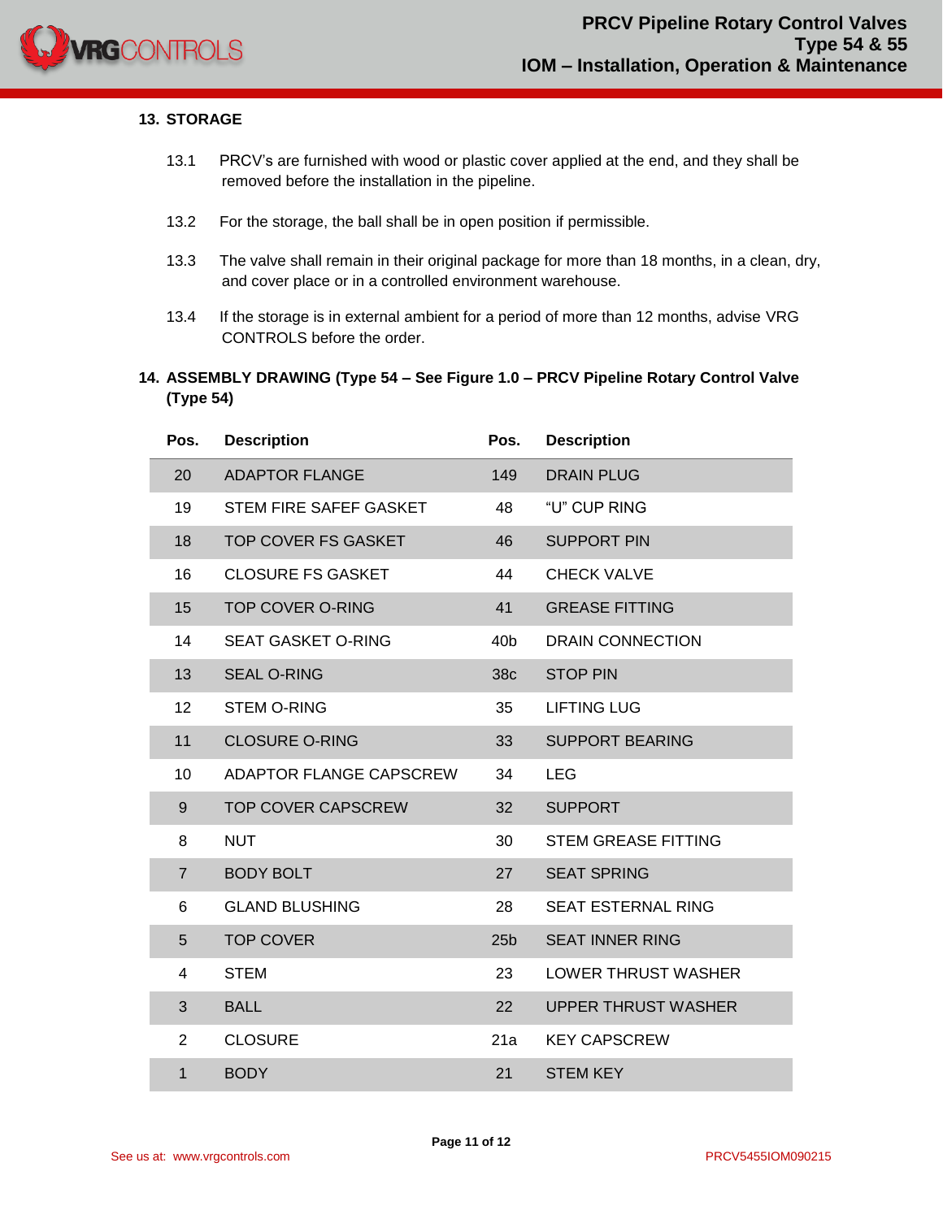## 13. STORAGE

13.1 PRCV's are furnished with wood or plastic cover applied at the end, and they shall be removed before the installation in the pipeline.

13.2 For the storage, the ball shall be in open position if permissible.

13.3 The valve shall remain in their original package for more than 18 months, in a clean, dry, and cover place or in a controlled environment warehouse.

13.4 If the storage is in external ambient for a period of more than 12 months, advise VRG CONTROLS before the order.

## 14. ASSEMBLY DRAWING (Type 54 – See Figure 1.0 – PRCV Pipeline Rotary Control Valve (Type 54)

| Pos. | Description | Pos. | Description |
|---|---|---|---|
| 20 | ADAPTOR FLANGE | 149 | DRAIN PLUG |
| 19 | STEM FIRE SAFEF GASKET | 48 | "U" CUP RING |
| 18 | TOP COVER FS GASKET | 46 | SUPPORT PIN |
| 16 | CLOSURE FS GASKET | 44 | CHECK VALVE |
| 15 | TOP COVER O-RING | 41 | GREASE FITTING |
| 14 | SEAT GASKET O-RING | 40b | DRAIN CONNECTION |
| 13 | SEAL O-RING | 38c | STOP PIN |
| 12 | STEM O-RING | 35 | LIFTING LUG |
| 11 | CLOSURE O-RING | 33 | SUPPORT BEARING |
| 10 | ADAPTOR FLANGE CAPSCREW | 34 | LEG |
| 9 | TOP COVER CAPSCREW | 32 | SUPPORT |
| 8 | NUT | 30 | STEM GREASE FITTING |
| 7 | BODY BOLT | 27 | SEAT SPRING |
| 6 | GLAND BLUSHING | 28 | SEAT ESTERNAL RING |
| 5 | TOP COVER | 25b | SEAT INNER RING |
| 4 | STEM | 23 | LOWER THRUST WASHER |
| 3 | BALL | 22 | UPPER THRUST WASHER |
| 2 | CLOSURE | 21a | KEY CAPSCREW |
| 1 | BODY | 21 | STEM KEY |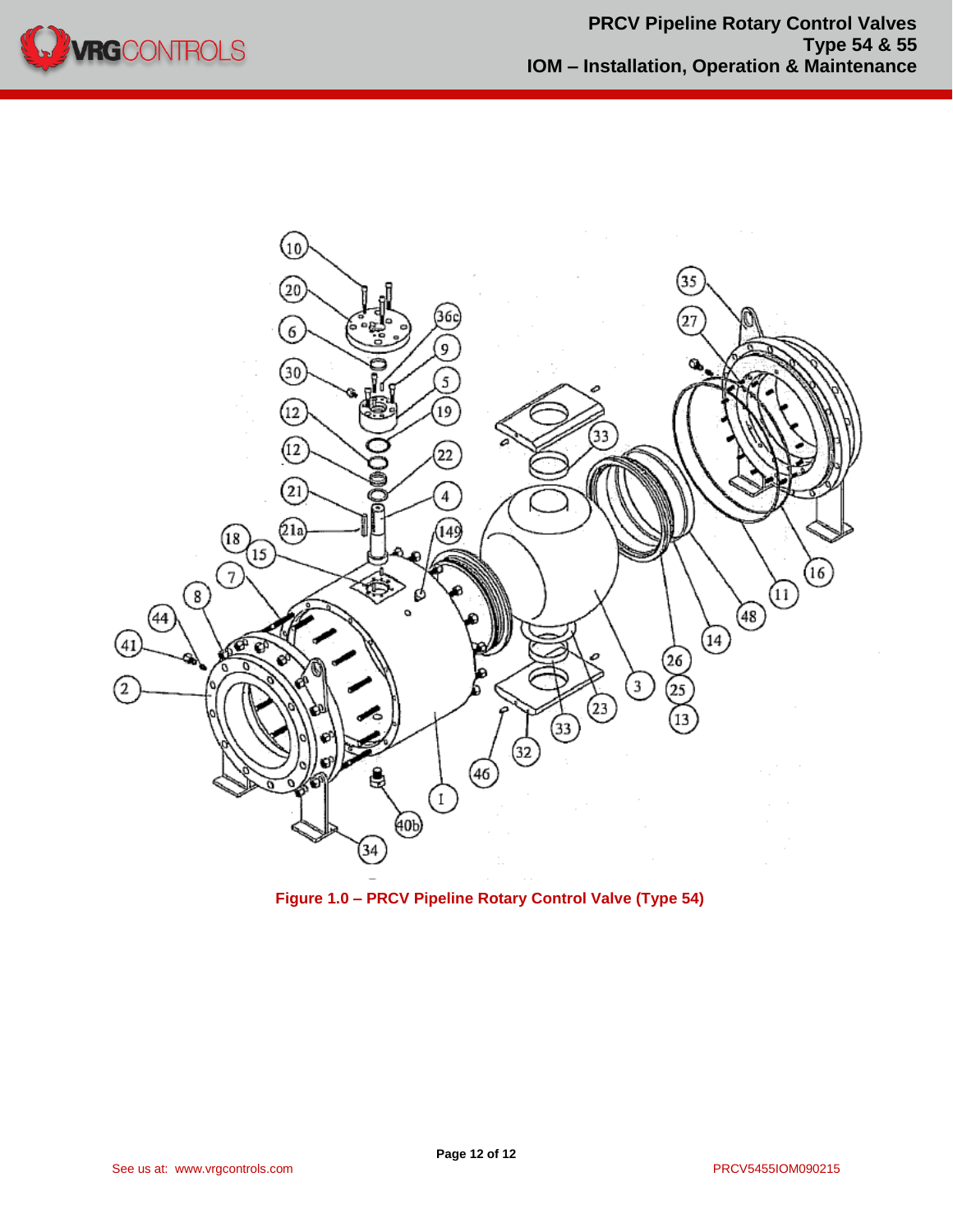Figure 1.0 – PRCV Pipeline Rotary Control Valve (Type 54)